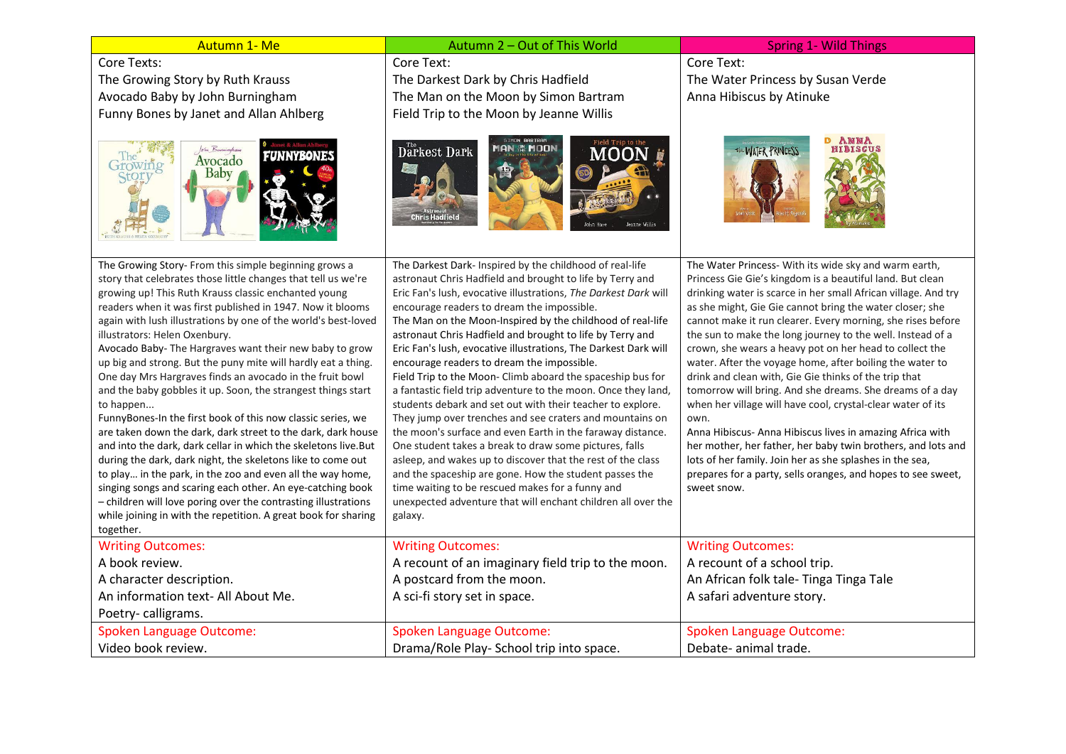| Autumn 1- Me | Autumn 2 – Out of This World | Spring 1- Wild Things |
|---|---|---|
| Core Texts:<br>The Growing Story by Ruth Krauss<br>Avocado Baby by John Burningham<br>Funny Bones by Janet and Allan Ahlberg | Core Text:<br>The Darkest Dark by Chris Hadfield<br>The Man on the Moon by Simon Bartram<br>Field Trip to the Moon by Jeanne Willis | Core Text:<br>The Water Princess by Susan Verde<br>Anna Hibiscus by Atinuke |
| The Growing Story- From this simple beginning grows a story that celebrates those little changes that tell us we're growing up! This Ruth Krauss classic enchanted young readers when it was first published in 1947. Now it blooms again with lush illustrations by one of the world's best-loved illustrators: Helen Oxenbury.<br>Avocado Baby- The Hargraves want their new baby to grow up big and strong. But the puny mite will hardly eat a thing. One day Mrs Hargraves finds an avocado in the fruit bowl and the baby gobbles it up. Soon, the strangest things start to happen...<br>FunnyBones-In the first book of this now classic series, we are taken down the dark, dark street to the dark, dark house and into the dark, dark cellar in which the skeletons live.But during the dark, dark night, the skeletons like to come out to play… in the park, in the zoo and even all the way home, singing songs and scaring each other. An eye-catching book – children will love poring over the contrasting illustrations while joining in with the repetition. A great book for sharing together. | The Darkest Dark- Inspired by the childhood of real-life astronaut Chris Hadfield and brought to life by Terry and Eric Fan's lush, evocative illustrations, *The Darkest Dark* will encourage readers to dream the impossible.<br>The Man on the Moon-Inspired by the childhood of real-life astronaut Chris Hadfield and brought to life by Terry and Eric Fan's lush, evocative illustrations, The Darkest Dark will encourage readers to dream the impossible.<br>Field Trip to the Moon- Climb aboard the spaceship bus for a fantastic field trip adventure to the moon. Once they land, students debark and set out with their teacher to explore. They jump over trenches and see craters and mountains on the moon's surface and even Earth in the faraway distance. One student takes a break to draw some pictures, falls asleep, and wakes up to discover that the rest of the class and the spaceship are gone. How the student passes the time waiting to be rescued makes for a funny and unexpected adventure that will enchant children all over the galaxy. | The Water Princess- With its wide sky and warm earth, Princess Gie Gie's kingdom is a beautiful land. But clean drinking water is scarce in her small African village. And try as she might, Gie Gie cannot bring the water closer; she cannot make it run clearer. Every morning, she rises before the sun to make the long journey to the well. Instead of a crown, she wears a heavy pot on her head to collect the water. After the voyage home, after boiling the water to drink and clean with, Gie Gie thinks of the trip that tomorrow will bring. And she dreams. She dreams of a day when her village will have cool, crystal-clear water of its own.<br>Anna Hibiscus- Anna Hibiscus lives in amazing Africa with her mother, her father, her baby twin brothers, and lots and lots of her family. Join her as she splashes in the sea, prepares for a party, sells oranges, and hopes to see sweet, sweet snow. |
| Writing Outcomes:<br>A book review.<br>A character description.<br>An information text- All About Me.<br>Poetry- calligrams. | Writing Outcomes:<br>A recount of an imaginary field trip to the moon.<br>A postcard from the moon.<br>A sci-fi story set in space. | Writing Outcomes:<br>A recount of a school trip.<br>An African folk tale- Tinga Tinga Tale<br>A safari adventure story. |
| Spoken Language Outcome:<br>Video book review. | Spoken Language Outcome:<br>Drama/Role Play- School trip into space. | Spoken Language Outcome:<br>Debate- animal trade. |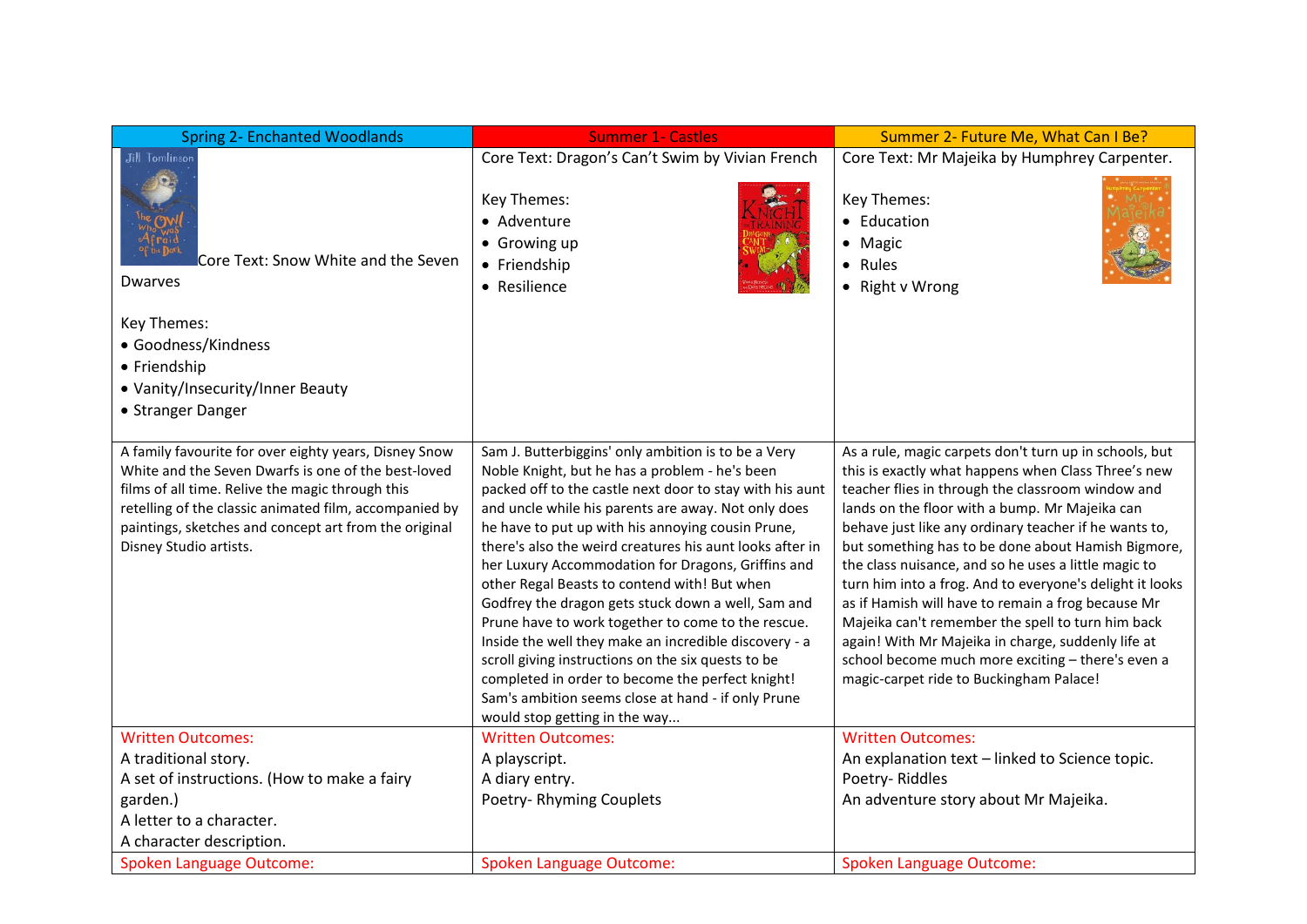| Spring 2- Enchanted Woodlands | Summer 1- Castles | Summer 2- Future Me, What Can I Be? |
|---|---|---|
| Core Text: Snow White and the Seven Dwarves<br><br>Key Themes:<br>• Goodness/Kindness<br>• Friendship<br>• Vanity/Insecurity/Inner Beauty<br>• Stranger Danger | Core Text: Dragon's Can't Swim by Vivian French<br><br>Key Themes:<br>• Adventure<br>• Growing up<br>• Friendship<br>• Resilience | Core Text: Mr Majeika by Humphrey Carpenter.<br><br>Key Themes:<br>• Education<br>• Magic<br>• Rules<br>• Right v Wrong |
| A family favourite for over eighty years, Disney Snow White and the Seven Dwarfs is one of the best-loved films of all time. Relive the magic through this retelling of the classic animated film, accompanied by paintings, sketches and concept art from the original Disney Studio artists. | Sam J. Butterbiggins' only ambition is to be a Very Noble Knight, but he has a problem - he's been packed off to the castle next door to stay with his aunt and uncle while his parents are away. Not only does he have to put up with his annoying cousin Prune, there's also the weird creatures his aunt looks after in her Luxury Accommodation for Dragons, Griffins and other Regal Beasts to contend with! But when Godfrey the dragon gets stuck down a well, Sam and Prune have to work together to come to the rescue. Inside the well they make an incredible discovery - a scroll giving instructions on the six quests to be completed in order to become the perfect knight! Sam's ambition seems close at hand - if only Prune would stop getting in the way... | As a rule, magic carpets don't turn up in schools, but this is exactly what happens when Class Three's new teacher flies in through the classroom window and lands on the floor with a bump. Mr Majeika can behave just like any ordinary teacher if he wants to, but something has to be done about Hamish Bigmore, the class nuisance, and so he uses a little magic to turn him into a frog. And to everyone's delight it looks as if Hamish will have to remain a frog because Mr Majeika can't remember the spell to turn him back again! With Mr Majeika in charge, suddenly life at school become much more exciting – there's even a magic-carpet ride to Buckingham Palace! |
| Written Outcomes:<br>A traditional story.<br>A set of instructions. (How to make a fairy garden.)<br>A letter to a character.<br>A character description. | Written Outcomes:<br>A playscript.<br>A diary entry.<br>Poetry- Rhyming Couplets | Written Outcomes:<br>An explanation text – linked to Science topic.<br>Poetry- Riddles<br>An adventure story about Mr Majeika. |
| Spoken Language Outcome: | Spoken Language Outcome: | Spoken Language Outcome: |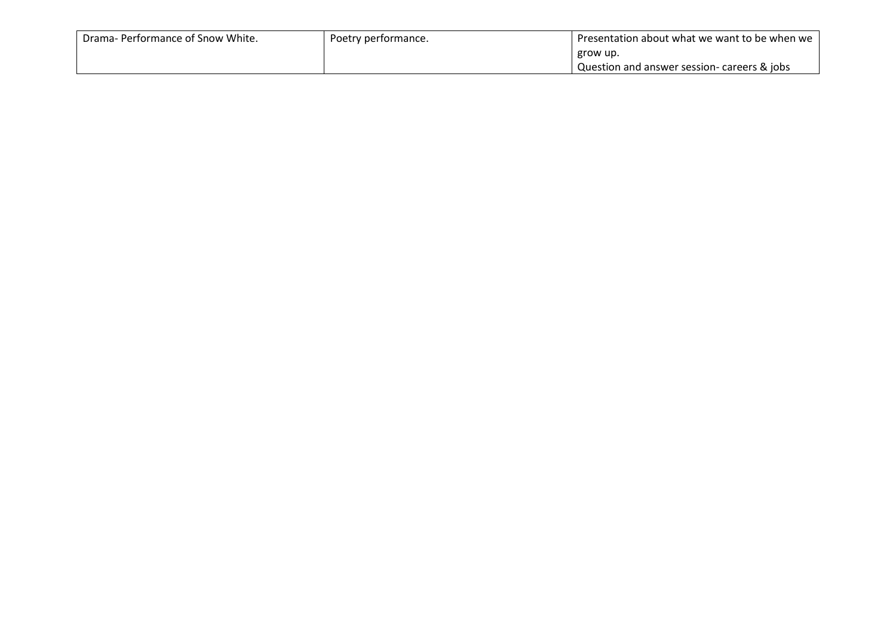| | | |
|---|---|---|
| Drama- Performance of Snow White. | Poetry performance. | Presentation about what we want to be when we grow up.<br>Question and answer session- careers & jobs |